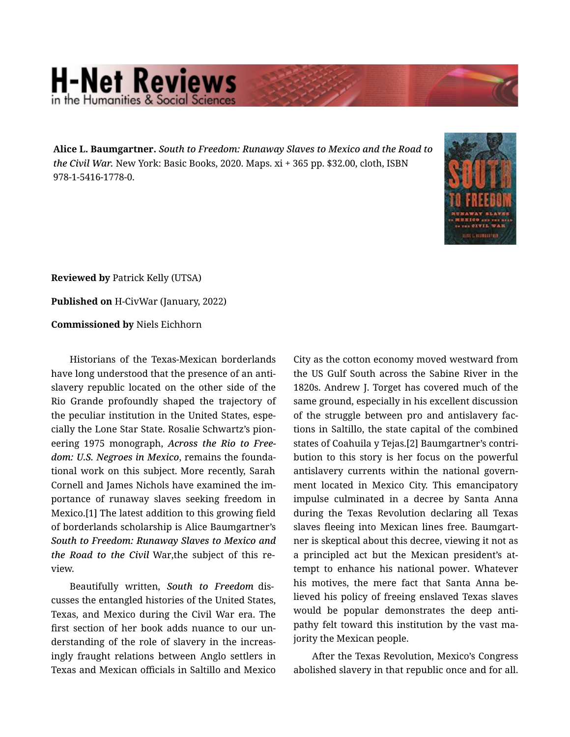**Alice L. Baumgartner.** ***South to Freedom: Runaway Slaves to Mexico and the Road to the Civil War.*** New York: Basic Books, 2020. Maps. xi + 365 pp. $32.00, cloth, ISBN 978-1-5416-1778-0.

**Reviewed by** Patrick Kelly (UTSA)

**Published on** H-CivWar (January, 2022)

**Commissioned by** Niels Eichhorn

Historians of the Texas-Mexican borderlands have long understood that the presence of an antislavery republic located on the other side of the Rio Grande profoundly shaped the trajectory of the peculiar institution in the United States, especially the Lone Star State. Rosalie Schwartz's pioneering 1975 monograph, *Across the Rio to Freedom: U.S. Negroes in Mexico*, remains the foundational work on this subject. More recently, Sarah Cornell and James Nichols have examined the importance of runaway slaves seeking freedom in Mexico.[1] The latest addition to this growing field of borderlands scholarship is Alice Baumgartner's ***South to Freedom: Runaway Slaves to Mexico and the Road to the Civil*** War,the subject of this review.

Beautifully written, ***South to Freedom*** discusses the entangled histories of the United States, Texas, and Mexico during the Civil War era. The first section of her book adds nuance to our understanding of the role of slavery in the increasingly fraught relations between Anglo settlers in Texas and Mexican officials in Saltillo and Mexico City as the cotton economy moved westward from the US Gulf South across the Sabine River in the 1820s. Andrew J. Torget has covered much of the same ground, especially in his excellent discussion of the struggle between pro and antislavery factions in Saltillo, the state capital of the combined states of Coahuila y Tejas.[2] Baumgartner's contribution to this story is her focus on the powerful antislavery currents within the national government located in Mexico City. This emancipatory impulse culminated in a decree by Santa Anna during the Texas Revolution declaring all Texas slaves fleeing into Mexican lines free. Baumgartner is skeptical about this decree, viewing it not as a principled act but the Mexican president's attempt to enhance his national power. Whatever his motives, the mere fact that Santa Anna believed his policy of freeing enslaved Texas slaves would be popular demonstrates the deep antipathy felt toward this institution by the vast majority the Mexican people.

After the Texas Revolution, Mexico's Congress abolished slavery in that republic once and for all.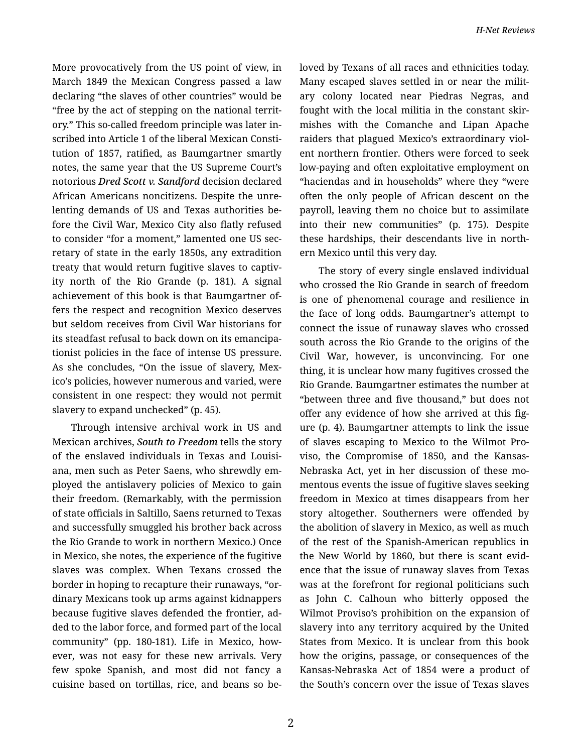More provocatively from the US point of view, in March 1849 the Mexican Congress passed a law declaring "the slaves of other countries" would be "free by the act of stepping on the national territory." This so-called freedom principle was later inscribed into Article 1 of the liberal Mexican Constitution of 1857, ratified, as Baumgartner smartly notes, the same year that the US Supreme Court's notorious ***Dred Scott v. Sandford*** decision declared African Americans noncitizens. Despite the unrelenting demands of US and Texas authorities before the Civil War, Mexico City also flatly refused to consider "for a moment," lamented one US secretary of state in the early 1850s, any extradition treaty that would return fugitive slaves to captivity north of the Rio Grande (p. 181). A signal achievement of this book is that Baumgartner offers the respect and recognition Mexico deserves but seldom receives from Civil War historians for its steadfast refusal to back down on its emancipationist policies in the face of intense US pressure. As she concludes, "On the issue of slavery, Mexico's policies, however numerous and varied, were consistent in one respect: they would not permit slavery to expand unchecked" (p. 45).

Through intensive archival work in US and Mexican archives, ***South to Freedom*** tells the story of the enslaved individuals in Texas and Louisiana, men such as Peter Saens, who shrewdly employed the antislavery policies of Mexico to gain their freedom. (Remarkably, with the permission of state officials in Saltillo, Saens returned to Texas and successfully smuggled his brother back across the Rio Grande to work in northern Mexico.) Once in Mexico, she notes, the experience of the fugitive slaves was complex. When Texans crossed the border in hoping to recapture their runaways, "ordinary Mexicans took up arms against kidnappers because fugitive slaves defended the frontier, added to the labor force, and formed part of the local community" (pp. 180-181). Life in Mexico, however, was not easy for these new arrivals. Very few spoke Spanish, and most did not fancy a cuisine based on tortillas, rice, and beans so beloved by Texans of all races and ethnicities today. Many escaped slaves settled in or near the military colony located near Piedras Negras, and fought with the local militia in the constant skirmishes with the Comanche and Lipan Apache raiders that plagued Mexico's extraordinary violent northern frontier. Others were forced to seek low-paying and often exploitative employment on "haciendas and in households" where they "were often the only people of African descent on the payroll, leaving them no choice but to assimilate into their new communities" (p. 175). Despite these hardships, their descendants live in northern Mexico until this very day.

The story of every single enslaved individual who crossed the Rio Grande in search of freedom is one of phenomenal courage and resilience in the face of long odds. Baumgartner's attempt to connect the issue of runaway slaves who crossed south across the Rio Grande to the origins of the Civil War, however, is unconvincing. For one thing, it is unclear how many fugitives crossed the Rio Grande. Baumgartner estimates the number at "between three and five thousand," but does not offer any evidence of how she arrived at this figure (p. 4). Baumgartner attempts to link the issue of slaves escaping to Mexico to the Wilmot Proviso, the Compromise of 1850, and the Kansas-Nebraska Act, yet in her discussion of these momentous events the issue of fugitive slaves seeking freedom in Mexico at times disappears from her story altogether. Southerners were offended by the abolition of slavery in Mexico, as well as much of the rest of the Spanish-American republics in the New World by 1860, but there is scant evidence that the issue of runaway slaves from Texas was at the forefront for regional politicians such as John C. Calhoun who bitterly opposed the Wilmot Proviso's prohibition on the expansion of slavery into any territory acquired by the United States from Mexico. It is unclear from this book how the origins, passage, or consequences of the Kansas-Nebraska Act of 1854 were a product of the South's concern over the issue of Texas slaves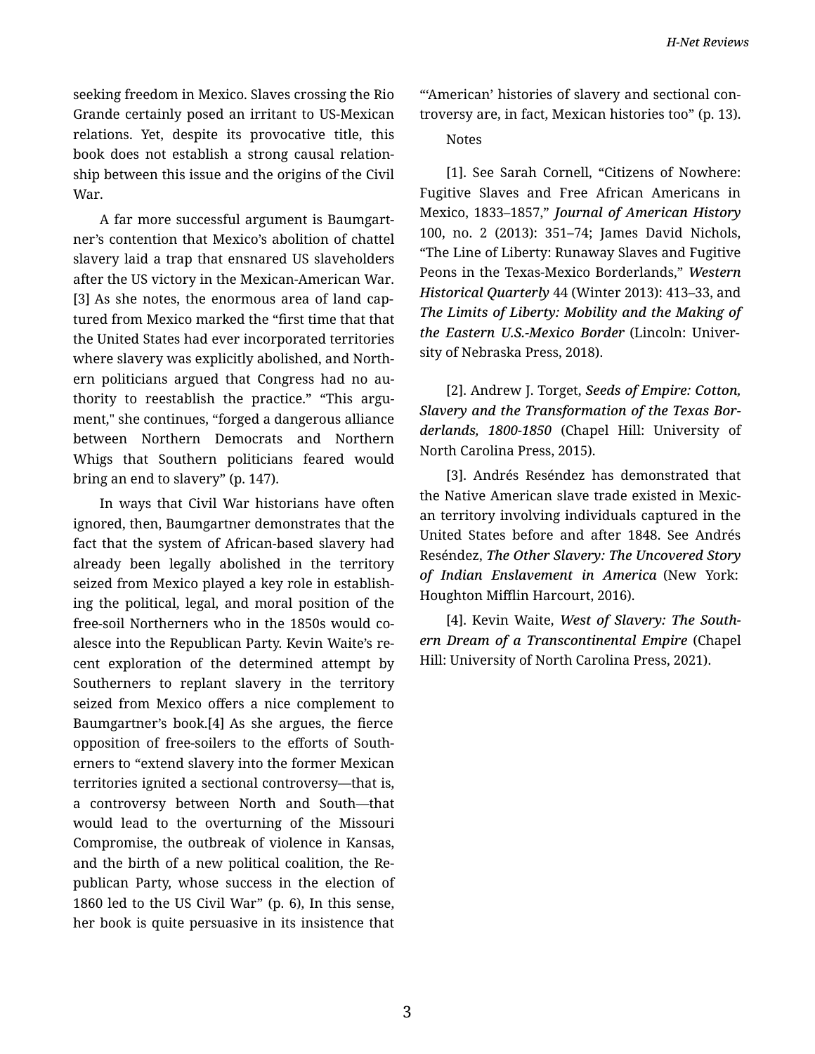seeking freedom in Mexico. Slaves crossing the Rio Grande certainly posed an irritant to US-Mexican relations. Yet, despite its provocative title, this book does not establish a strong causal relationship between this issue and the origins of the Civil War.

A far more successful argument is Baumgartner's contention that Mexico's abolition of chattel slavery laid a trap that ensnared US slaveholders after the US victory in the Mexican-American War.[3] As she notes, the enormous area of land captured from Mexico marked the "first time that that the United States had ever incorporated territories where slavery was explicitly abolished, and Northern politicians argued that Congress had no authority to reestablish the practice." "This argument," she continues, "forged a dangerous alliance between Northern Democrats and Northern Whigs that Southern politicians feared would bring an end to slavery" (p. 147).

In ways that Civil War historians have often ignored, then, Baumgartner demonstrates that the fact that the system of African-based slavery had already been legally abolished in the territory seized from Mexico played a key role in establishing the political, legal, and moral position of the free-soil Northerners who in the 1850s would coalesce into the Republican Party. Kevin Waite's recent exploration of the determined attempt by Southerners to replant slavery in the territory seized from Mexico offers a nice complement to Baumgartner's book.[4] As she argues, the fierce opposition of free-soilers to the efforts of Southerners to "extend slavery into the former Mexican territories ignited a sectional controversy—that is, a controversy between North and South—that would lead to the overturning of the Missouri Compromise, the outbreak of violence in Kansas, and the birth of a new political coalition, the Republican Party, whose success in the election of 1860 led to the US Civil War" (p. 6), In this sense, her book is quite persuasive in its insistence that "'American' histories of slavery and sectional controversy are, in fact, Mexican histories too" (p. 13).

Notes

[1]. See Sarah Cornell, "Citizens of Nowhere: Fugitive Slaves and Free African Americans in Mexico, 1833–1857," *Journal of American History* 100, no. 2 (2013): 351–74; James David Nichols, "The Line of Liberty: Runaway Slaves and Fugitive Peons in the Texas-Mexico Borderlands," *Western Historical Quarterly* 44 (Winter 2013): 413–33, and *The Limits of Liberty: Mobility and the Making of the Eastern U.S.-Mexico Border* (Lincoln: University of Nebraska Press, 2018).

[2]. Andrew J. Torget, *Seeds of Empire: Cotton, Slavery and the Transformation of the Texas Borderlands, 1800-1850* (Chapel Hill: University of North Carolina Press, 2015).

[3]. Andrés Reséndez has demonstrated that the Native American slave trade existed in Mexican territory involving individuals captured in the United States before and after 1848. See Andrés Reséndez, *The Other Slavery: The Uncovered Story of Indian Enslavement in America* (New York: Houghton Mifflin Harcourt, 2016).

[4]. Kevin Waite, *West of Slavery: The Southern Dream of a Transcontinental Empire* (Chapel Hill: University of North Carolina Press, 2021).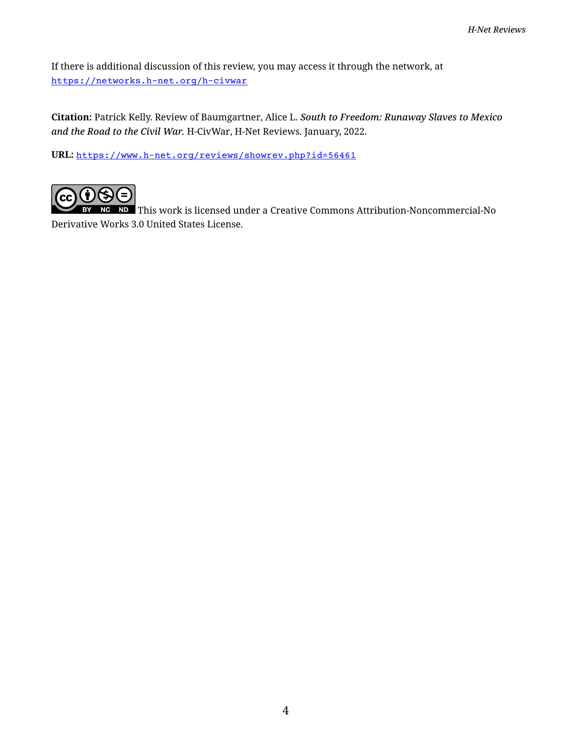If there is additional discussion of this review, you may access it through the network, at https://networks.h-net.org/h-civwar

**Citation:** Patrick Kelly. Review of Baumgartner, Alice L. *South to Freedom: Runaway Slaves to Mexico and the Road to the Civil War.* H-CivWar, H-Net Reviews. January, 2022.

**URL:** https://www.h-net.org/reviews/showrev.php?id=56461

This work is licensed under a Creative Commons Attribution-Noncommercial-No Derivative Works 3.0 United States License.